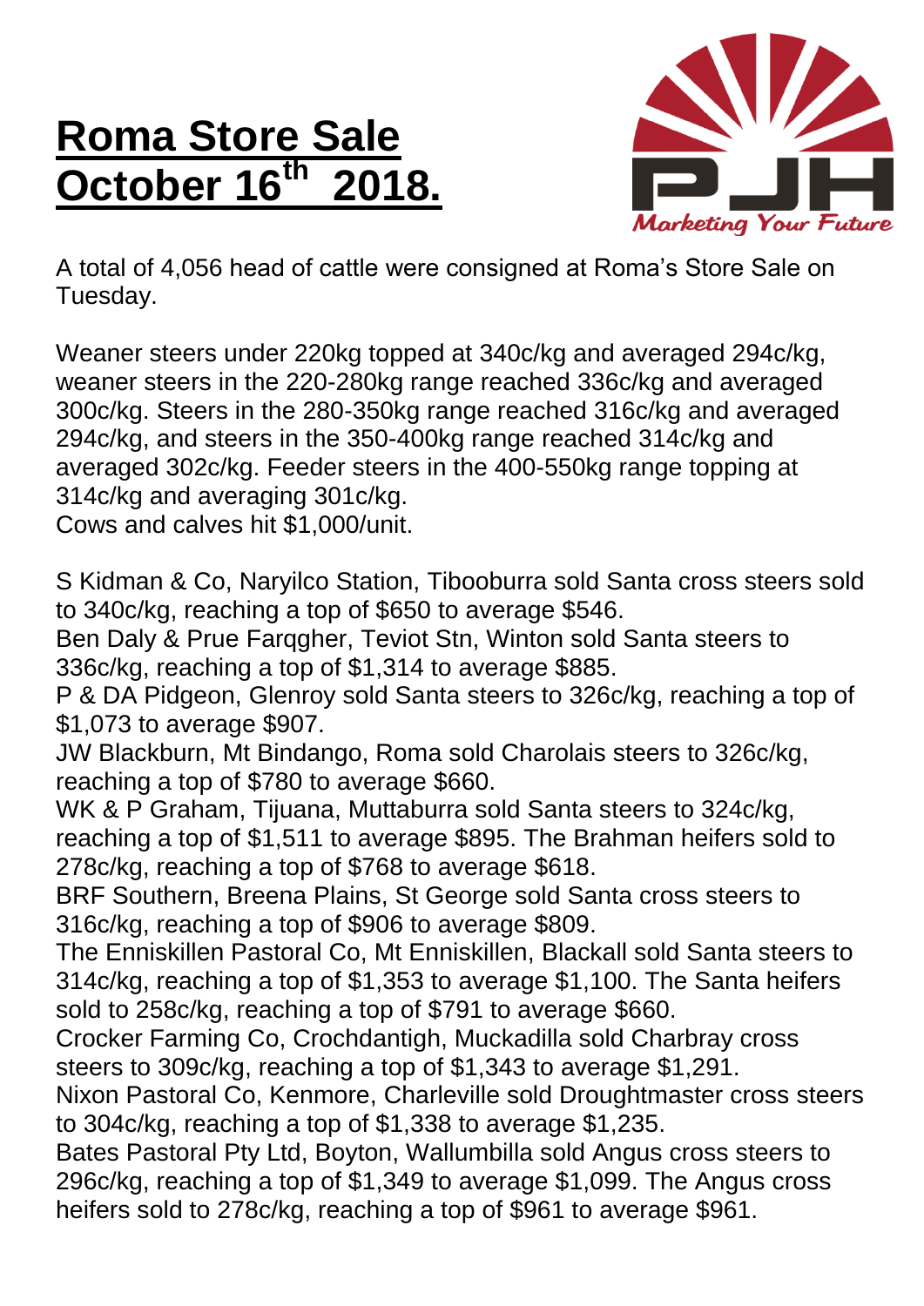# **Roma Store Sale October 16th 2018.**

Marketing Your Future

A total of 4,056 head of cattle were consigned at Roma's Store Sale on Tuesday.

Weaner steers under 220kg topped at 340c/kg and averaged 294c/kg, weaner steers in the 220-280kg range reached 336c/kg and averaged 300c/kg. Steers in the 280-350kg range reached 316c/kg and averaged 294c/kg, and steers in the 350-400kg range reached 314c/kg and averaged 302c/kg. Feeder steers in the 400-550kg range topping at 314c/kg and averaging 301c/kg.
Cows and calves hit $1,000/unit.

S Kidman & Co, Naryilco Station, Tibooburra sold Santa cross steers sold to 340c/kg, reaching a top of $650 to average $546.
Ben Daly & Prue Farqgher, Teviot Stn, Winton sold Santa steers to 336c/kg, reaching a top of $1,314 to average $885.
P & DA Pidgeon, Glenroy sold Santa steers to 326c/kg, reaching a top of $1,073 to average $907.
JW Blackburn, Mt Bindango, Roma sold Charolais steers to 326c/kg, reaching a top of $780 to average $660.
WK & P Graham, Tijuana, Muttaburra sold Santa steers to 324c/kg, reaching a top of $1,511 to average $895. The Brahman heifers sold to 278c/kg, reaching a top of $768 to average $618.
BRF Southern, Breena Plains, St George sold Santa cross steers to 316c/kg, reaching a top of $906 to average $809.
The Enniskillen Pastoral Co, Mt Enniskillen, Blackall sold Santa steers to 314c/kg, reaching a top of $1,353 to average $1,100. The Santa heifers sold to 258c/kg, reaching a top of $791 to average $660.
Crocker Farming Co, Crochdantigh, Muckadilla sold Charbray cross steers to 309c/kg, reaching a top of $1,343 to average $1,291.
Nixon Pastoral Co, Kenmore, Charleville sold Droughtmaster cross steers to 304c/kg, reaching a top of $1,338 to average $1,235.
Bates Pastoral Pty Ltd, Boyton, Wallumbilla sold Angus cross steers to 296c/kg, reaching a top of $1,349 to average $1,099. The Angus cross heifers sold to 278c/kg, reaching a top of $961 to average $961.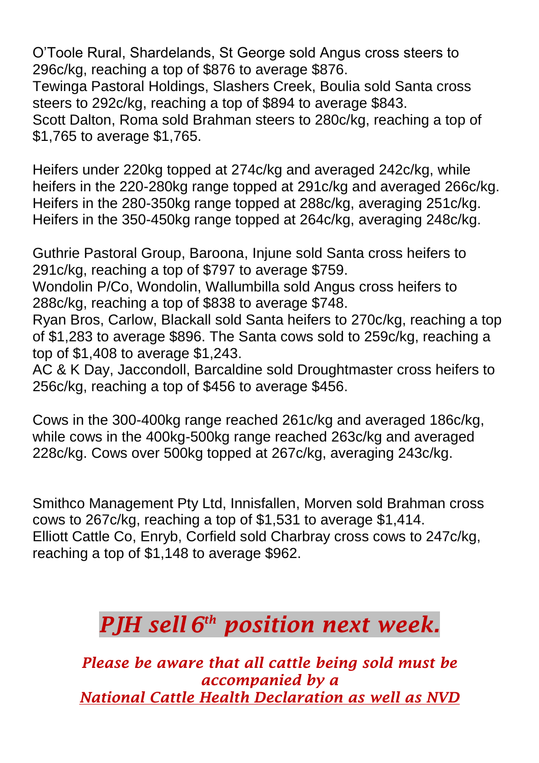O'Toole Rural, Shardelands, St George sold Angus cross steers to 296c/kg, reaching a top of $876 to average $876.
Tewinga Pastoral Holdings, Slashers Creek, Boulia sold Santa cross steers to 292c/kg, reaching a top of $894 to average $843.
Scott Dalton, Roma sold Brahman steers to 280c/kg, reaching a top of $1,765 to average $1,765.

Heifers under 220kg topped at 274c/kg and averaged 242c/kg, while heifers in the 220-280kg range topped at 291c/kg and averaged 266c/kg. Heifers in the 280-350kg range topped at 288c/kg, averaging 251c/kg. Heifers in the 350-450kg range topped at 264c/kg, averaging 248c/kg.

Guthrie Pastoral Group, Baroona, Injune sold Santa cross heifers to 291c/kg, reaching a top of $797 to average $759.
Wondolin P/Co, Wondolin, Wallumbilla sold Angus cross heifers to 288c/kg, reaching a top of $838 to average $748.
Ryan Bros, Carlow, Blackall sold Santa heifers to 270c/kg, reaching a top of $1,283 to average $896. The Santa cows sold to 259c/kg, reaching a top of $1,408 to average $1,243.
AC & K Day, Jaccondoll, Barcaldine sold Droughtmaster cross heifers to 256c/kg, reaching a top of $456 to average $456.

Cows in the 300-400kg range reached 261c/kg and averaged 186c/kg, while cows in the 400kg-500kg range reached 263c/kg and averaged 228c/kg. Cows over 500kg topped at 267c/kg, averaging 243c/kg.

Smithco Management Pty Ltd, Innisfallen, Morven sold Brahman cross cows to 267c/kg, reaching a top of $1,531 to average $1,414.
Elliott Cattle Co, Enryb, Corfield sold Charbray cross cows to 247c/kg, reaching a top of $1,148 to average $962.

# *PJH sell 6th position next week.*

***Please be aware that all cattle being sold must be accompanied by a***
***National Cattle Health Declaration as well as NVD***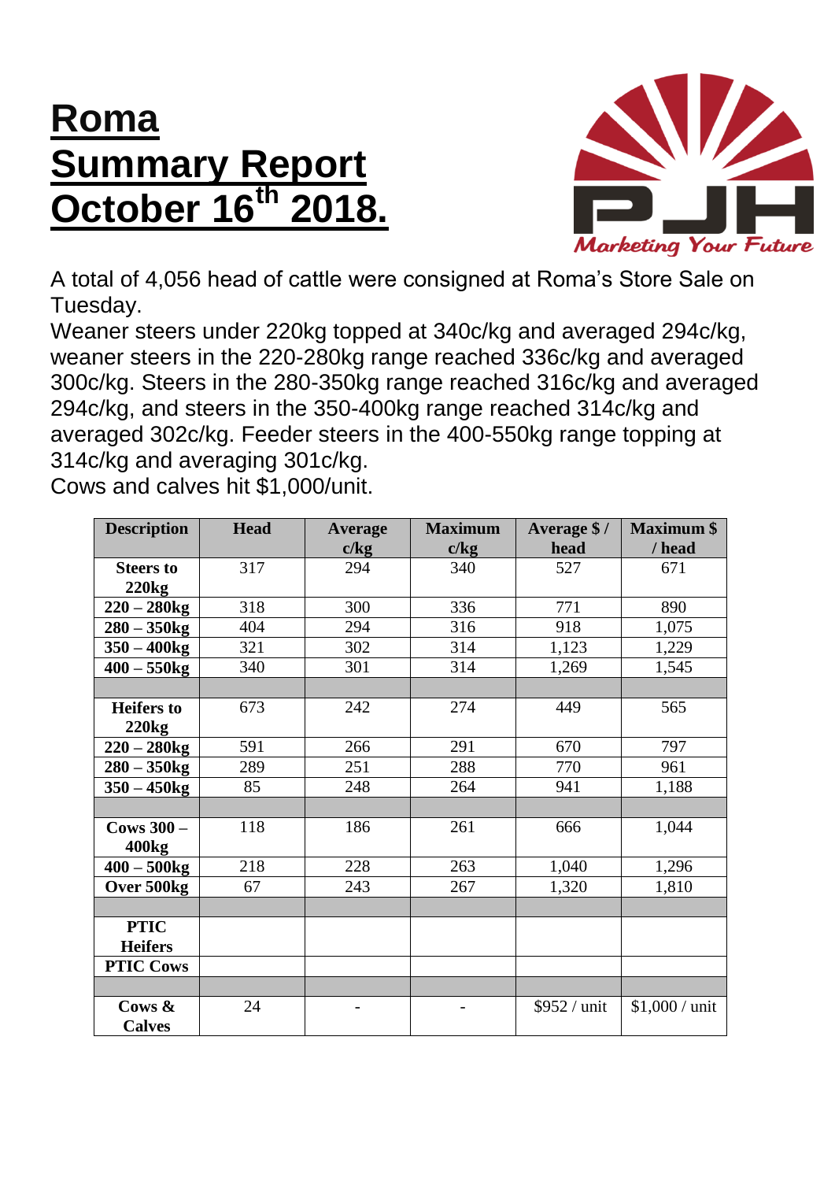# Roma Summary Report October 16th 2018.

Marketing Your Future

A total of 4,056 head of cattle were consigned at Roma's Store Sale on Tuesday.

Weaner steers under 220kg topped at 340c/kg and averaged 294c/kg, weaner steers in the 220-280kg range reached 336c/kg and averaged 300c/kg. Steers in the 280-350kg range reached 316c/kg and averaged 294c/kg, and steers in the 350-400kg range reached 314c/kg and averaged 302c/kg. Feeder steers in the 400-550kg range topping at 314c/kg and averaging 301c/kg.

Cows and calves hit $1,000/unit.

| Description | Head | Average c/kg | Maximum c/kg | Average $ / head | Maximum $ / head |
|---|---|---|---|---|---|
| Steers to 220kg | 317 | 294 | 340 | 527 | 671 |
| 220 – 280kg | 318 | 300 | 336 | 771 | 890 |
| 280 – 350kg | 404 | 294 | 316 | 918 | 1,075 |
| 350 – 400kg | 321 | 302 | 314 | 1,123 | 1,229 |
| 400 – 550kg | 340 | 301 | 314 | 1,269 | 1,545 |
| | | | | | |
| Heifers to 220kg | 673 | 242 | 274 | 449 | 565 |
| 220 – 280kg | 591 | 266 | 291 | 670 | 797 |
| 280 – 350kg | 289 | 251 | 288 | 770 | 961 |
| 350 – 450kg | 85 | 248 | 264 | 941 | 1,188 |
| | | | | | |
| Cows 300 – 400kg | 118 | 186 | 261 | 666 | 1,044 |
| 400 – 500kg | 218 | 228 | 263 | 1,040 | 1,296 |
| Over 500kg | 67 | 243 | 267 | 1,320 | 1,810 |
| | | | | | |
| PTIC Heifers | | | | | |
| PTIC Cows | | | | | |
| | | | | | |
| Cows & Calves | 24 | - | - | $952 / unit | $1,000 / unit |